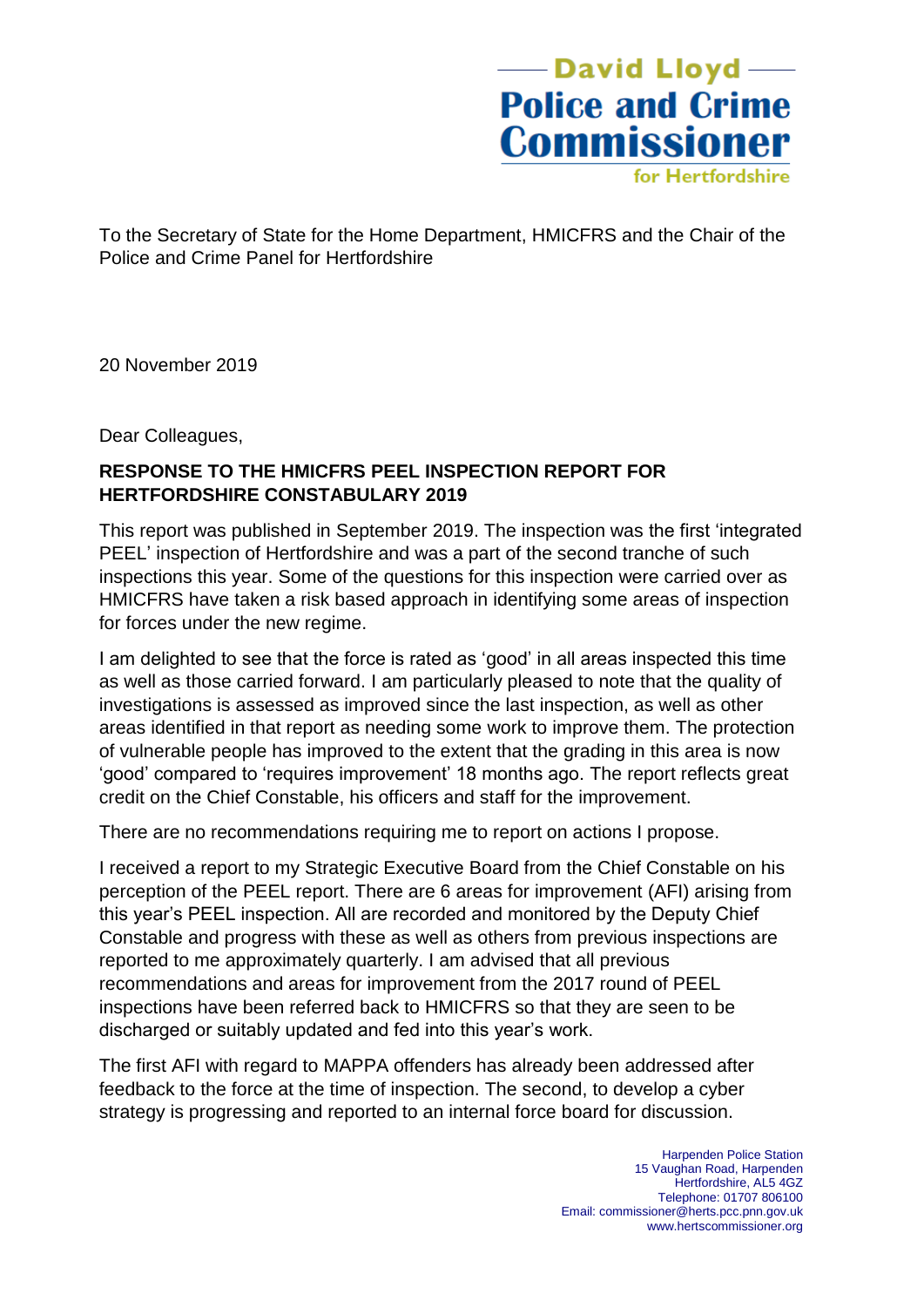David Lloyd
**Police and Crime Commissioner**
for Hertfordshire

To the Secretary of State for the Home Department, HMICFRS and the Chair of the Police and Crime Panel for Hertfordshire

20 November 2019

Dear Colleagues,

**RESPONSE TO THE HMICFRS PEEL INSPECTION REPORT FOR HERTFORDSHIRE CONSTABULARY 2019**

This report was published in September 2019. The inspection was the first 'integrated PEEL' inspection of Hertfordshire and was a part of the second tranche of such inspections this year. Some of the questions for this inspection were carried over as HMICFRS have taken a risk based approach in identifying some areas of inspection for forces under the new regime.

I am delighted to see that the force is rated as 'good' in all areas inspected this time as well as those carried forward. I am particularly pleased to note that the quality of investigations is assessed as improved since the last inspection, as well as other areas identified in that report as needing some work to improve them. The protection of vulnerable people has improved to the extent that the grading in this area is now 'good' compared to 'requires improvement' 18 months ago. The report reflects great credit on the Chief Constable, his officers and staff for the improvement.

There are no recommendations requiring me to report on actions I propose.

I received a report to my Strategic Executive Board from the Chief Constable on his perception of the PEEL report. There are 6 areas for improvement (AFI) arising from this year's PEEL inspection. All are recorded and monitored by the Deputy Chief Constable and progress with these as well as others from previous inspections are reported to me approximately quarterly. I am advised that all previous recommendations and areas for improvement from the 2017 round of PEEL inspections have been referred back to HMICFRS so that they are seen to be discharged or suitably updated and fed into this year's work.

The first AFI with regard to MAPPA offenders has already been addressed after feedback to the force at the time of inspection. The second, to develop a cyber strategy is progressing and reported to an internal force board for discussion.

Harpenden Police Station
15 Vaughan Road, Harpenden
Hertfordshire, AL5 4GZ
Telephone: 01707 806100
Email: commissioner@herts.pcc.pnn.gov.uk
www.hertscommissioner.org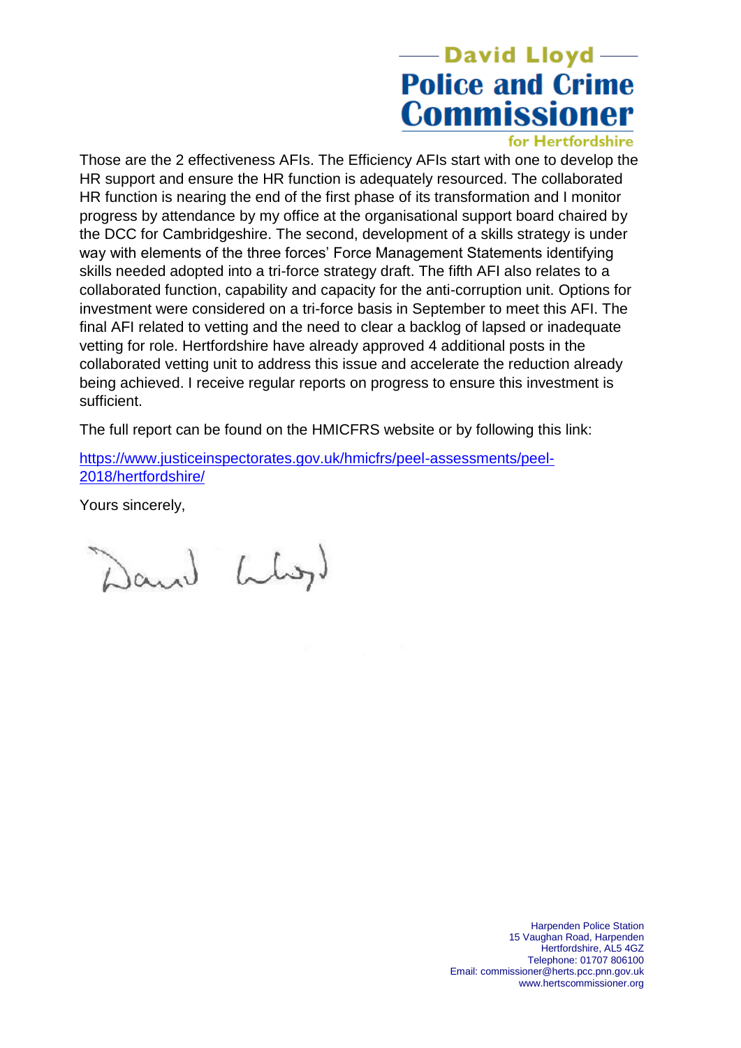Those are the 2 effectiveness AFIs. The Efficiency AFIs start with one to develop the HR support and ensure the HR function is adequately resourced. The collaborated HR function is nearing the end of the first phase of its transformation and I monitor progress by attendance by my office at the organisational support board chaired by the DCC for Cambridgeshire. The second, development of a skills strategy is under way with elements of the three forces' Force Management Statements identifying skills needed adopted into a tri-force strategy draft. The fifth AFI also relates to a collaborated function, capability and capacity for the anti-corruption unit. Options for investment were considered on a tri-force basis in September to meet this AFI. The final AFI related to vetting and the need to clear a backlog of lapsed or inadequate vetting for role. Hertfordshire have already approved 4 additional posts in the collaborated vetting unit to address this issue and accelerate the reduction already being achieved. I receive regular reports on progress to ensure this investment is sufficient.

The full report can be found on the HMICFRS website or by following this link:

https://www.justiceinspectorates.gov.uk/hmicfrs/peel-assessments/peel-2018/hertfordshire/

Yours sincerely,

David Lloyd

Harpenden Police Station
15 Vaughan Road, Harpenden
Hertfordshire, AL5 4GZ
Telephone: 01707 806100
Email: commissioner@herts.pcc.pnn.gov.uk
www.hertscommissioner.org